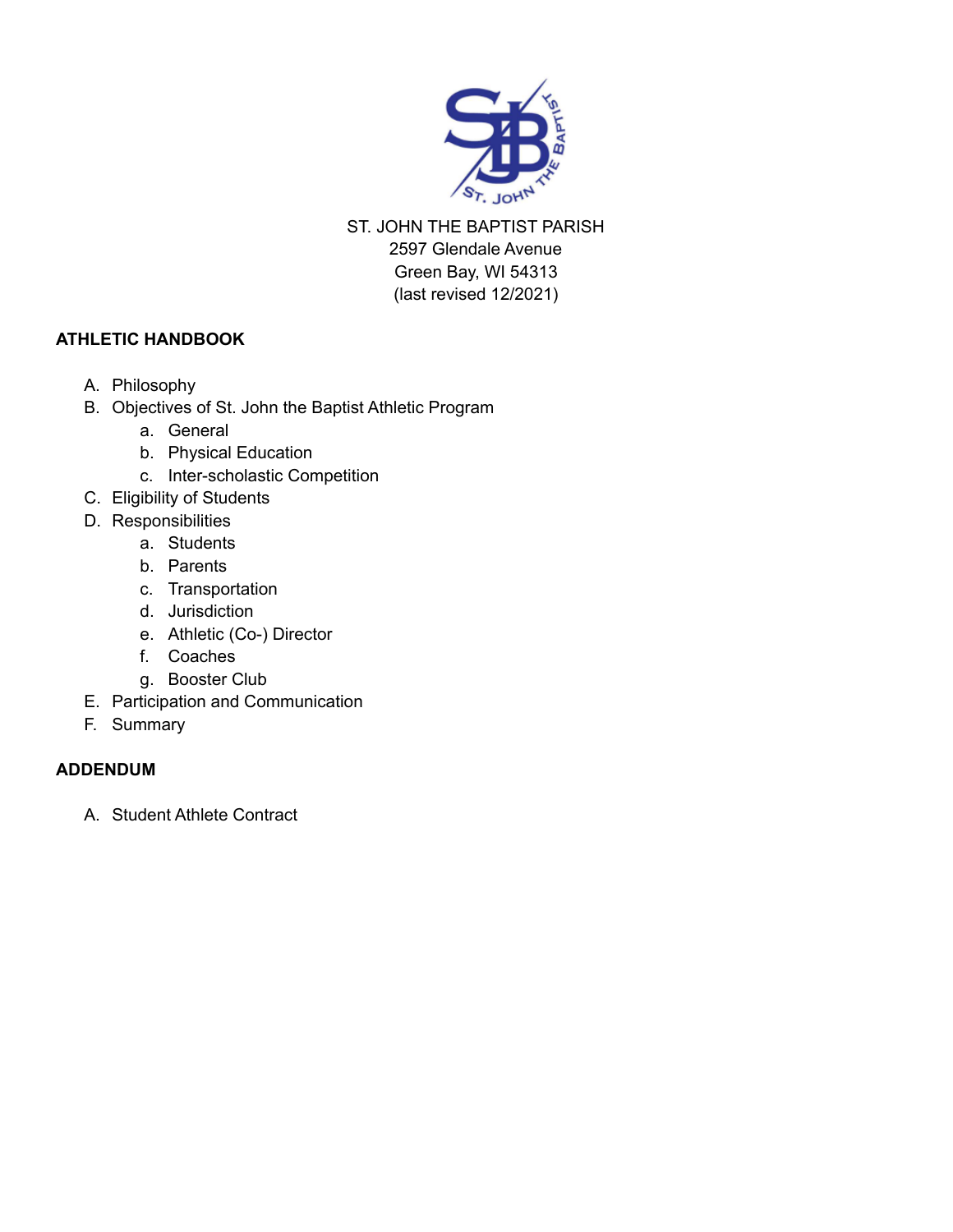ST. JOHN THE BAPTIST PARISH
2597 Glendale Avenue
Green Bay, WI 54313
(last revised 12/2021)

## ATHLETIC HANDBOOK

A. Philosophy
B. Objectives of St. John the Baptist Athletic Program
   a. General
   b. Physical Education
   c. Inter-scholastic Competition
C. Eligibility of Students
D. Responsibilities
   a. Students
   b. Parents
   c. Transportation
   d. Jurisdiction
   e. Athletic (Co-) Director
   f. Coaches
   g. Booster Club
E. Participation and Communication
F. Summary

## ADDENDUM

A. Student Athlete Contract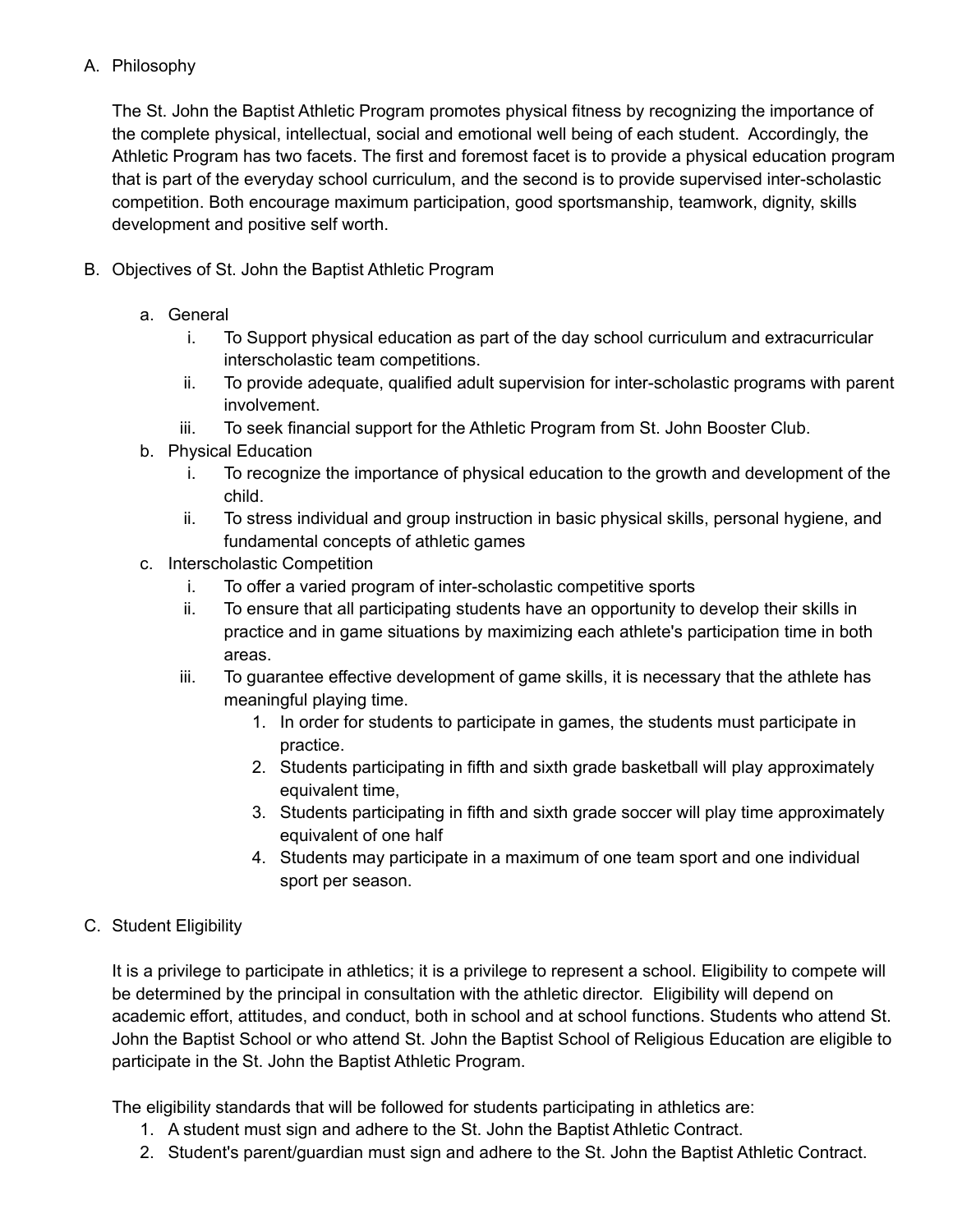A. Philosophy

The St. John the Baptist Athletic Program promotes physical fitness by recognizing the importance of the complete physical, intellectual, social and emotional well being of each student. Accordingly, the Athletic Program has two facets. The first and foremost facet is to provide a physical education program that is part of the everyday school curriculum, and the second is to provide supervised inter-scholastic competition. Both encourage maximum participation, good sportsmanship, teamwork, dignity, skills development and positive self worth.

B. Objectives of St. John the Baptist Athletic Program

  a. General
     i. To Support physical education as part of the day school curriculum and extracurricular interscholastic team competitions.
     ii. To provide adequate, qualified adult supervision for inter-scholastic programs with parent involvement.
     iii. To seek financial support for the Athletic Program from St. John Booster Club.
  b. Physical Education
     i. To recognize the importance of physical education to the growth and development of the child.
     ii. To stress individual and group instruction in basic physical skills, personal hygiene, and fundamental concepts of athletic games
  c. Interscholastic Competition
     i. To offer a varied program of inter-scholastic competitive sports
     ii. To ensure that all participating students have an opportunity to develop their skills in practice and in game situations by maximizing each athlete's participation time in both areas.
     iii. To guarantee effective development of game skills, it is necessary that the athlete has meaningful playing time.
        1. In order for students to participate in games, the students must participate in practice.
        2. Students participating in fifth and sixth grade basketball will play approximately equivalent time,
        3. Students participating in fifth and sixth grade soccer will play time approximately equivalent of one half
        4. Students may participate in a maximum of one team sport and one individual sport per season.

C. Student Eligibility

It is a privilege to participate in athletics; it is a privilege to represent a school. Eligibility to compete will be determined by the principal in consultation with the athletic director. Eligibility will depend on academic effort, attitudes, and conduct, both in school and at school functions. Students who attend St. John the Baptist School or who attend St. John the Baptist School of Religious Education are eligible to participate in the St. John the Baptist Athletic Program.

The eligibility standards that will be followed for students participating in athletics are:

1. A student must sign and adhere to the St. John the Baptist Athletic Contract.
2. Student's parent/guardian must sign and adhere to the St. John the Baptist Athletic Contract.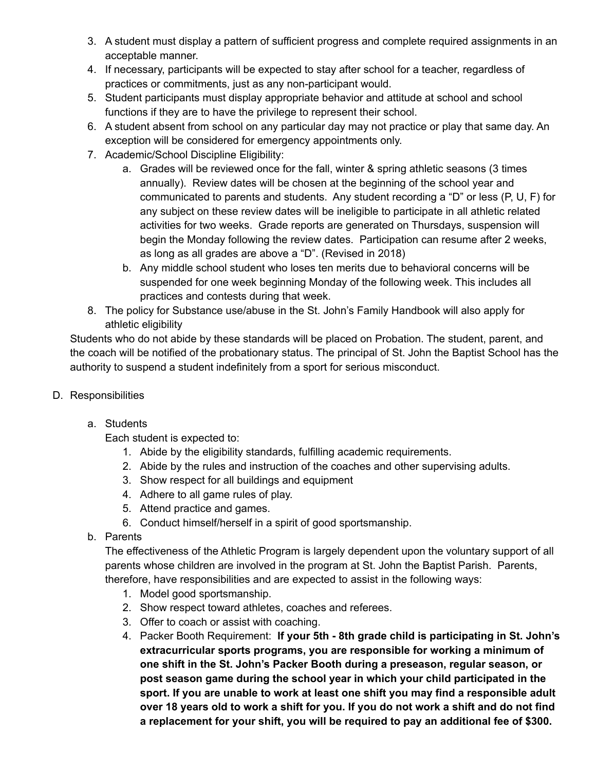3. A student must display a pattern of sufficient progress and complete required assignments in an acceptable manner.
4. If necessary, participants will be expected to stay after school for a teacher, regardless of practices or commitments, just as any non-participant would.
5. Student participants must display appropriate behavior and attitude at school and school functions if they are to have the privilege to represent their school.
6. A student absent from school on any particular day may not practice or play that same day. An exception will be considered for emergency appointments only.
7. Academic/School Discipline Eligibility:
   a. Grades will be reviewed once for the fall, winter & spring athletic seasons (3 times annually). Review dates will be chosen at the beginning of the school year and communicated to parents and students. Any student recording a "D" or less (P, U, F) for any subject on these review dates will be ineligible to participate in all athletic related activities for two weeks. Grade reports are generated on Thursdays, suspension will begin the Monday following the review dates. Participation can resume after 2 weeks, as long as all grades are above a "D". (Revised in 2018)
   b. Any middle school student who loses ten merits due to behavioral concerns will be suspended for one week beginning Monday of the following week. This includes all practices and contests during that week.
8. The policy for Substance use/abuse in the St. John's Family Handbook will also apply for athletic eligibility

Students who do not abide by these standards will be placed on Probation. The student, parent, and the coach will be notified of the probationary status. The principal of St. John the Baptist School has the authority to suspend a student indefinitely from a sport for serious misconduct.

D. Responsibilities

a. Students

Each student is expected to:

1. Abide by the eligibility standards, fulfilling academic requirements.
2. Abide by the rules and instruction of the coaches and other supervising adults.
3. Show respect for all buildings and equipment
4. Adhere to all game rules of play.
5. Attend practice and games.
6. Conduct himself/herself in a spirit of good sportsmanship.

b. Parents

The effectiveness of the Athletic Program is largely dependent upon the voluntary support of all parents whose children are involved in the program at St. John the Baptist Parish. Parents, therefore, have responsibilities and are expected to assist in the following ways:

1. Model good sportsmanship.
2. Show respect toward athletes, coaches and referees.
3. Offer to coach or assist with coaching.
4. Packer Booth Requirement: **If your 5th - 8th grade child is participating in St. John's extracurricular sports programs, you are responsible for working a minimum of one shift in the St. John's Packer Booth during a preseason, regular season, or post season game during the school year in which your child participated in the sport. If you are unable to work at least one shift you may find a responsible adult over 18 years old to work a shift for you. If you do not work a shift and do not find a replacement for your shift, you will be required to pay an additional fee of $300.**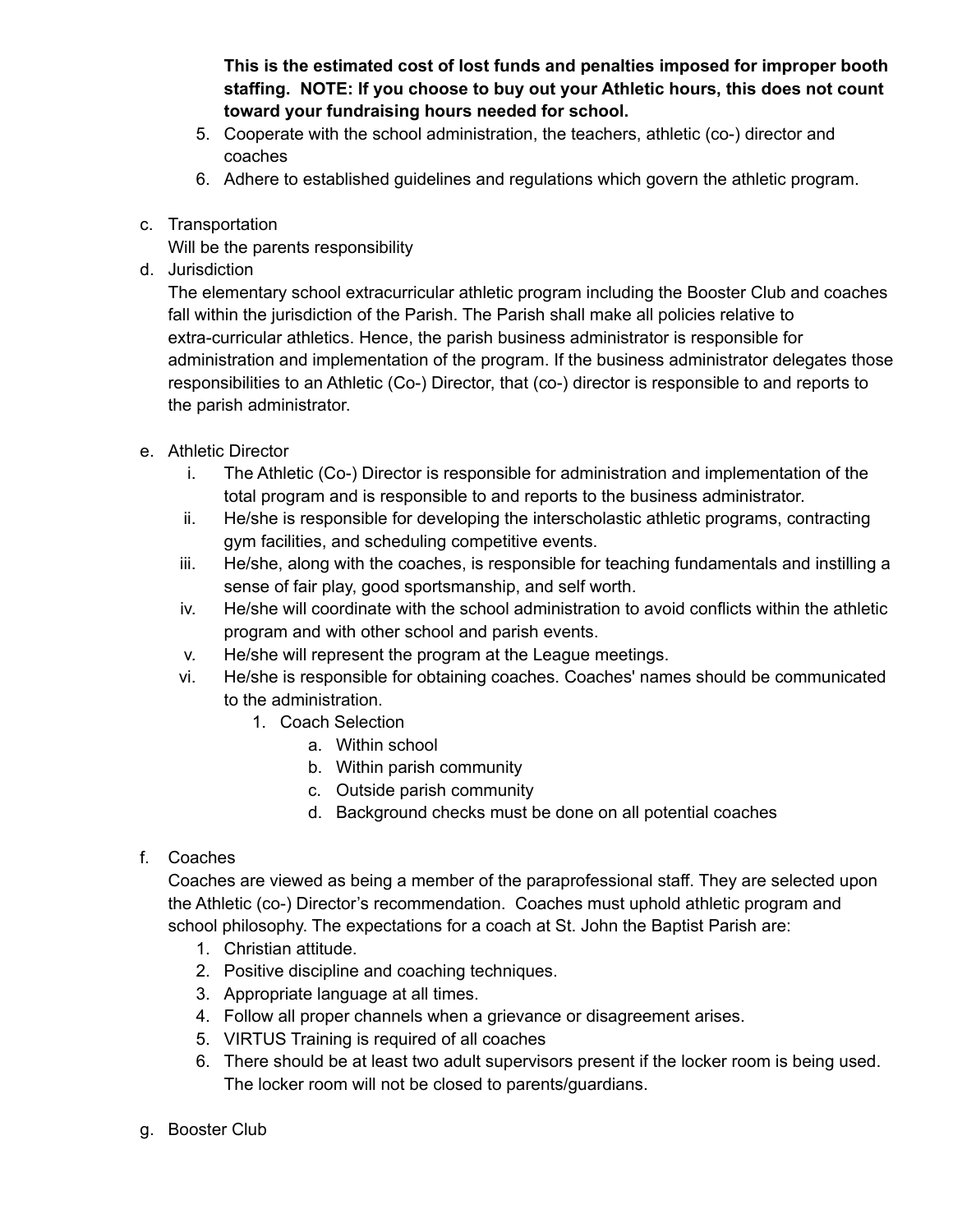**This is the estimated cost of lost funds and penalties imposed for improper booth staffing. NOTE: If you choose to buy out your Athletic hours, this does not count toward your fundraising hours needed for school.**

5. Cooperate with the school administration, the teachers, athletic (co-) director and coaches
6. Adhere to established guidelines and regulations which govern the athletic program.

c. Transportation

   Will be the parents responsibility

d. Jurisdiction

   The elementary school extracurricular athletic program including the Booster Club and coaches fall within the jurisdiction of the Parish. The Parish shall make all policies relative to extra-curricular athletics. Hence, the parish business administrator is responsible for administration and implementation of the program. If the business administrator delegates those responsibilities to an Athletic (Co-) Director, that (co-) director is responsible to and reports to the parish administrator.

e. Athletic Director

   i. The Athletic (Co-) Director is responsible for administration and implementation of the total program and is responsible to and reports to the business administrator.

   ii. He/she is responsible for developing the interscholastic athletic programs, contracting gym facilities, and scheduling competitive events.

   iii. He/she, along with the coaches, is responsible for teaching fundamentals and instilling a sense of fair play, good sportsmanship, and self worth.

   iv. He/she will coordinate with the school administration to avoid conflicts within the athletic program and with other school and parish events.

   v. He/she will represent the program at the League meetings.

   vi. He/she is responsible for obtaining coaches. Coaches' names should be communicated to the administration.

      1. Coach Selection
         a. Within school
         b. Within parish community
         c. Outside parish community
         d. Background checks must be done on all potential coaches

f. Coaches

   Coaches are viewed as being a member of the paraprofessional staff. They are selected upon the Athletic (co-) Director's recommendation. Coaches must uphold athletic program and school philosophy. The expectations for a coach at St. John the Baptist Parish are:

   1. Christian attitude.
   2. Positive discipline and coaching techniques.
   3. Appropriate language at all times.
   4. Follow all proper channels when a grievance or disagreement arises.
   5. VIRTUS Training is required of all coaches
   6. There should be at least two adult supervisors present if the locker room is being used. The locker room will not be closed to parents/guardians.

g. Booster Club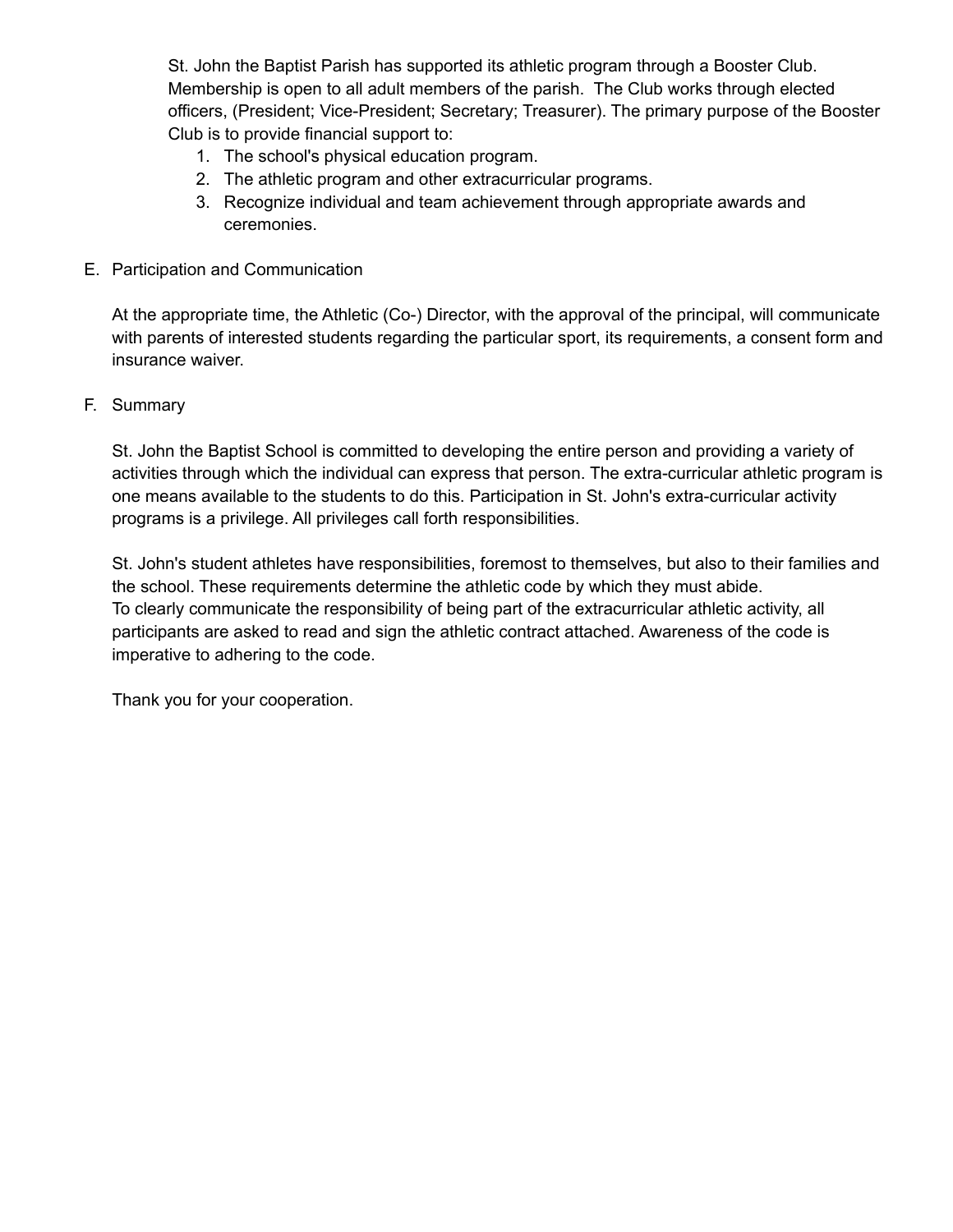St. John the Baptist Parish has supported its athletic program through a Booster Club. Membership is open to all adult members of the parish.  The Club works through elected officers, (President; Vice-President; Secretary; Treasurer). The primary purpose of the Booster Club is to provide financial support to:

1. The school's physical education program.
2. The athletic program and other extracurricular programs.
3. Recognize individual and team achievement through appropriate awards and ceremonies.

E. Participation and Communication

At the appropriate time, the Athletic (Co-) Director, with the approval of the principal, will communicate with parents of interested students regarding the particular sport, its requirements, a consent form and insurance waiver.

F. Summary

St. John the Baptist School is committed to developing the entire person and providing a variety of activities through which the individual can express that person. The extra-curricular athletic program is one means available to the students to do this. Participation in St. John's extra-curricular activity programs is a privilege. All privileges call forth responsibilities.

St. John's student athletes have responsibilities, foremost to themselves, but also to their families and the school. These requirements determine the athletic code by which they must abide.
To clearly communicate the responsibility of being part of the extracurricular athletic activity, all participants are asked to read and sign the athletic contract attached. Awareness of the code is imperative to adhering to the code.

Thank you for your cooperation.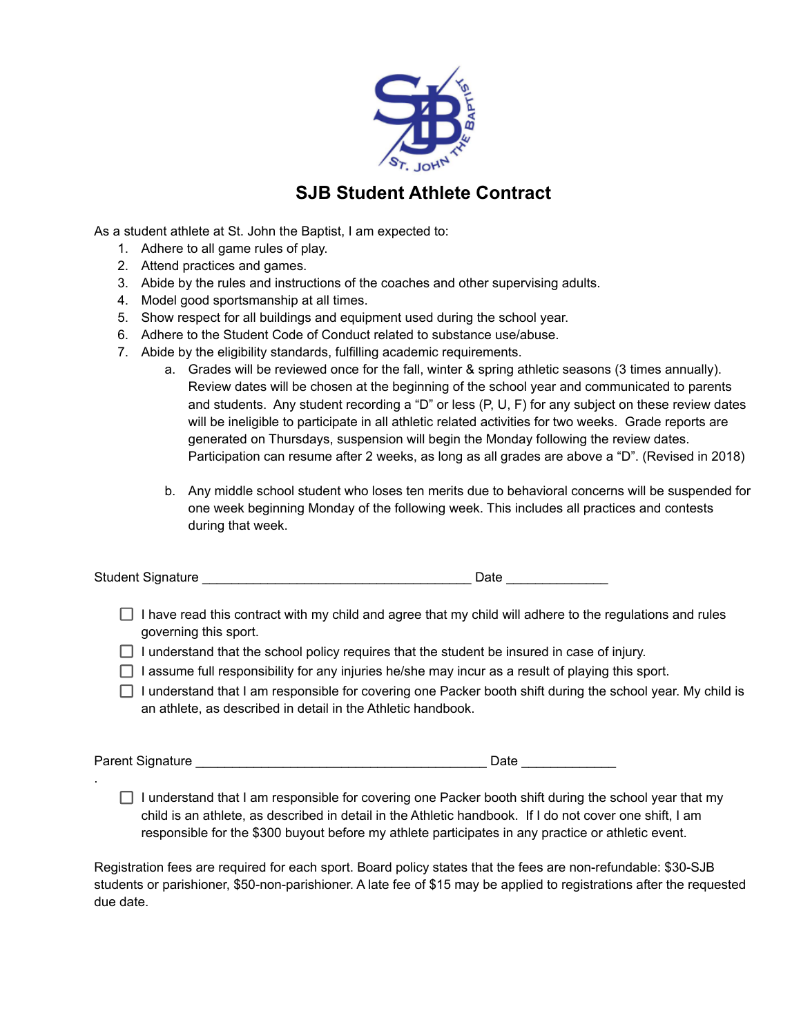# SJB Student Athlete Contract

As a student athlete at St. John the Baptist, I am expected to:

1. Adhere to all game rules of play.
2. Attend practices and games.
3. Abide by the rules and instructions of the coaches and other supervising adults.
4. Model good sportsmanship at all times.
5. Show respect for all buildings and equipment used during the school year.
6. Adhere to the Student Code of Conduct related to substance use/abuse.
7. Abide by the eligibility standards, fulfilling academic requirements.
   a. Grades will be reviewed once for the fall, winter & spring athletic seasons (3 times annually). Review dates will be chosen at the beginning of the school year and communicated to parents and students. Any student recording a "D" or less (P, U, F) for any subject on these review dates will be ineligible to participate in all athletic related activities for two weeks. Grade reports are generated on Thursdays, suspension will begin the Monday following the review dates. Participation can resume after 2 weeks, as long as all grades are above a "D". (Revised in 2018)

   b. Any middle school student who loses ten merits due to behavioral concerns will be suspended for one week beginning Monday of the following week. This includes all practices and contests during that week.

Student Signature ______________________________________ Date ______________

- ☐ I have read this contract with my child and agree that my child will adhere to the regulations and rules governing this sport.
- ☐ I understand that the school policy requires that the student be insured in case of injury.
- ☐ I assume full responsibility for any injuries he/she may incur as a result of playing this sport.
- ☐ I understand that I am responsible for covering one Packer booth shift during the school year. My child is an athlete, as described in detail in the Athletic handbook.

Parent Signature _________________________________________ Date _____________

- ☐ I understand that I am responsible for covering one Packer booth shift during the school year that my child is an athlete, as described in detail in the Athletic handbook. If I do not cover one shift, I am responsible for the $300 buyout before my athlete participates in any practice or athletic event.

Registration fees are required for each sport. Board policy states that the fees are non-refundable: $30-SJB students or parishioner, $50-non-parishioner. A late fee of $15 may be applied to registrations after the requested due date.